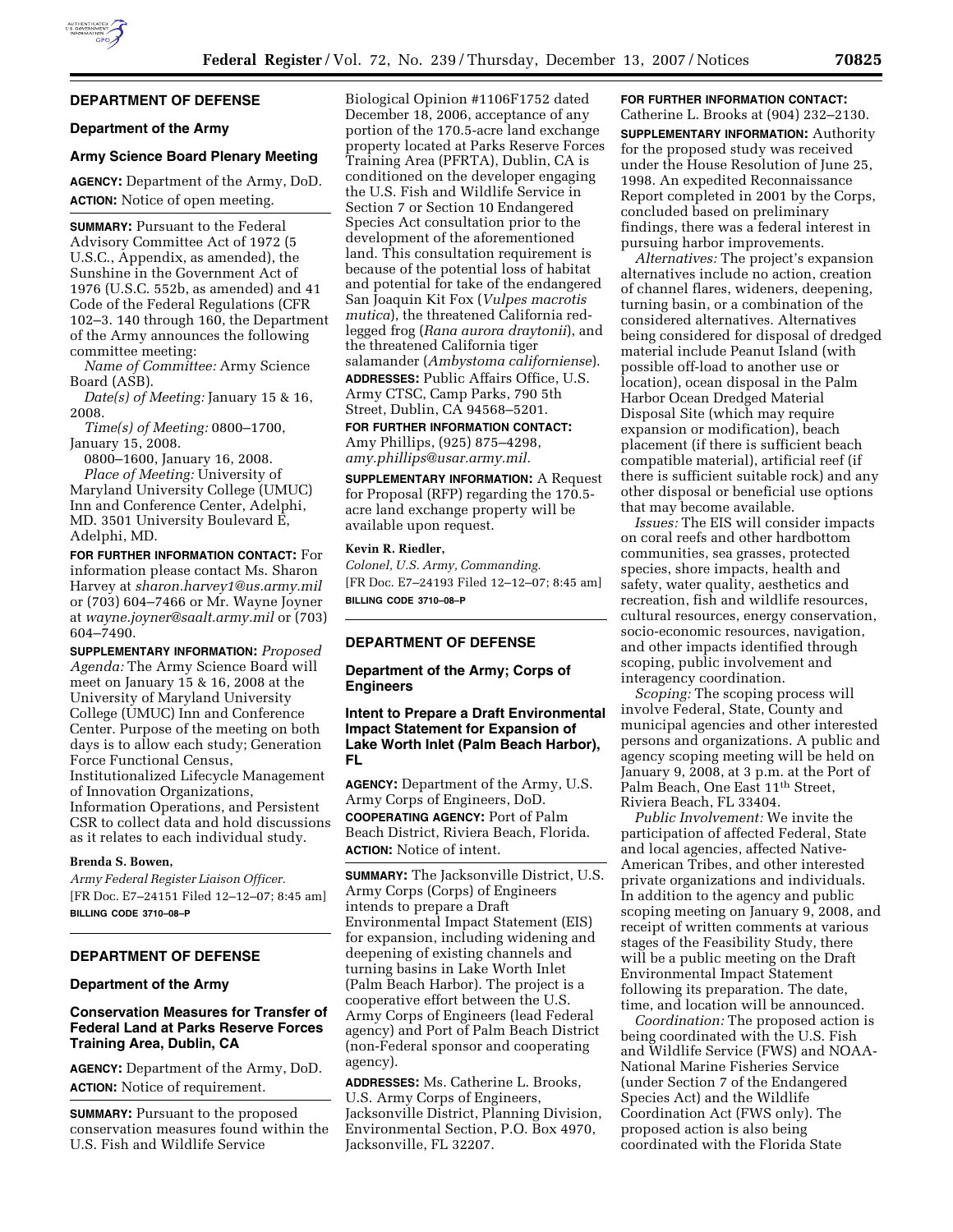## DEPARTMENT OF DEFENSE

### Department of the Army

### Army Science Board Plenary Meeting

**AGENCY:** Department of the Army, DoD.

**ACTION:** Notice of open meeting.

**SUMMARY:** Pursuant to the Federal Advisory Committee Act of 1972 (5 U.S.C., Appendix, as amended), the Sunshine in the Government Act of 1976 (U.S.C. 552b, as amended) and 41 Code of the Federal Regulations (CFR 102–3. 140 through 160, the Department of the Army announces the following committee meeting:

*Name of Committee:* Army Science Board (ASB).

*Date(s) of Meeting:* January 15 & 16, 2008.

*Time(s) of Meeting:* 0800–1700, January 15, 2008.

0800–1600, January 16, 2008.

*Place of Meeting:* University of Maryland University College (UMUC) Inn and Conference Center, Adelphi, MD. 3501 University Boulevard E, Adelphi, MD.

**FOR FURTHER INFORMATION CONTACT:** For information please contact Ms. Sharon Harvey at *sharon.harvey1@us.army.mil* or (703) 604–7466 or Mr. Wayne Joyner at *wayne.joyner@saalt.army.mil* or (703) 604–7490.

**SUPPLEMENTARY INFORMATION:** *Proposed Agenda:* The Army Science Board will meet on January 15 & 16, 2008 at the University of Maryland University College (UMUC) Inn and Conference Center. Purpose of the meeting on both days is to allow each study; Generation Force Functional Census, Institutionalized Lifecycle Management of Innovation Organizations, Information Operations, and Persistent CSR to collect data and hold discussions as it relates to each individual study.

**Brenda S. Bowen,**

*Army Federal Register Liaison Officer.*

[FR Doc. E7–24151 Filed 12–12–07; 8:45 am]

**BILLING CODE 3710–08–P**

## DEPARTMENT OF DEFENSE

### Department of the Army

### Conservation Measures for Transfer of Federal Land at Parks Reserve Forces Training Area, Dublin, CA

**AGENCY:** Department of the Army, DoD.

**ACTION:** Notice of requirement.

**SUMMARY:** Pursuant to the proposed conservation measures found within the U.S. Fish and Wildlife Service Biological Opinion #1106F1752 dated December 18, 2006, acceptance of any portion of the 170.5-acre land exchange property located at Parks Reserve Forces Training Area (PFRTA), Dublin, CA is conditioned on the developer engaging the U.S. Fish and Wildlife Service in Section 7 or Section 10 Endangered Species Act consultation prior to the development of the aforementioned land. This consultation requirement is because of the potential loss of habitat and potential for take of the endangered San Joaquin Kit Fox (*Vulpes macrotis mutica*), the threatened California red-legged frog (*Rana aurora draytonii*), and the threatened California tiger salamander (*Ambystoma californiense*).

**ADDRESSES:** Public Affairs Office, U.S. Army CTSC, Camp Parks, 790 5th Street, Dublin, CA 94568–5201.

**FOR FURTHER INFORMATION CONTACT:** Amy Phillips, (925) 875–4298, *amy.phillips@usar.army.mil.*

**SUPPLEMENTARY INFORMATION:** A Request for Proposal (RFP) regarding the 170.5-acre land exchange property will be available upon request.

**Kevin R. Riedler,**

*Colonel, U.S. Army, Commanding.*

[FR Doc. E7–24193 Filed 12–12–07; 8:45 am]

**BILLING CODE 3710–08–P**

## DEPARTMENT OF DEFENSE

### Department of the Army; Corps of Engineers

### Intent to Prepare a Draft Environmental Impact Statement for Expansion of Lake Worth Inlet (Palm Beach Harbor), FL

**AGENCY:** Department of the Army, U.S. Army Corps of Engineers, DoD.

**COOPERATING AGENCY:** Port of Palm Beach District, Riviera Beach, Florida.

**ACTION:** Notice of intent.

**SUMMARY:** The Jacksonville District, U.S. Army Corps (Corps) of Engineers intends to prepare a Draft Environmental Impact Statement (EIS) for expansion, including widening and deepening of existing channels and turning basins in Lake Worth Inlet (Palm Beach Harbor). The project is a cooperative effort between the U.S. Army Corps of Engineers (lead Federal agency) and Port of Palm Beach District (non-Federal sponsor and cooperating agency).

**ADDRESSES:** Ms. Catherine L. Brooks, U.S. Army Corps of Engineers, Jacksonville District, Planning Division, Environmental Section, P.O. Box 4970, Jacksonville, FL 32207.

**FOR FURTHER INFORMATION CONTACT:** Catherine L. Brooks at (904) 232–2130.

**SUPPLEMENTARY INFORMATION:** Authority for the proposed study was received under the House Resolution of June 25, 1998. An expedited Reconnaissance Report completed in 2001 by the Corps, concluded based on preliminary findings, there was a federal interest in pursuing harbor improvements.

*Alternatives:* The project's expansion alternatives include no action, creation of channel flares, wideners, deepening, turning basin, or a combination of the considered alternatives. Alternatives being considered for disposal of dredged material include Peanut Island (with possible off-load to another use or location), ocean disposal in the Palm Harbor Ocean Dredged Material Disposal Site (which may require expansion or modification), beach placement (if there is sufficient beach compatible material), artificial reef (if there is sufficient suitable rock) and any other disposal or beneficial use options that may become available.

*Issues:* The EIS will consider impacts on coral reefs and other hardbottom communities, sea grasses, protected species, shore impacts, health and safety, water quality, aesthetics and recreation, fish and wildlife resources, cultural resources, energy conservation, socio-economic resources, navigation, and other impacts identified through scoping, public involvement and interagency coordination.

*Scoping:* The scoping process will involve Federal, State, County and municipal agencies and other interested persons and organizations. A public and agency scoping meeting will be held on January 9, 2008, at 3 p.m. at the Port of Palm Beach, One East 11th Street, Riviera Beach, FL 33404.

*Public Involvement:* We invite the participation of affected Federal, State and local agencies, affected Native-American Tribes, and other interested private organizations and individuals. In addition to the agency and public scoping meeting on January 9, 2008, and receipt of written comments at various stages of the Feasibility Study, there will be a public meeting on the Draft Environmental Impact Statement following its preparation. The date, time, and location will be announced.

*Coordination:* The proposed action is being coordinated with the U.S. Fish and Wildlife Service (FWS) and NOAA-National Marine Fisheries Service (under Section 7 of the Endangered Species Act) and the Wildlife Coordination Act (FWS only). The proposed action is also being coordinated with the Florida State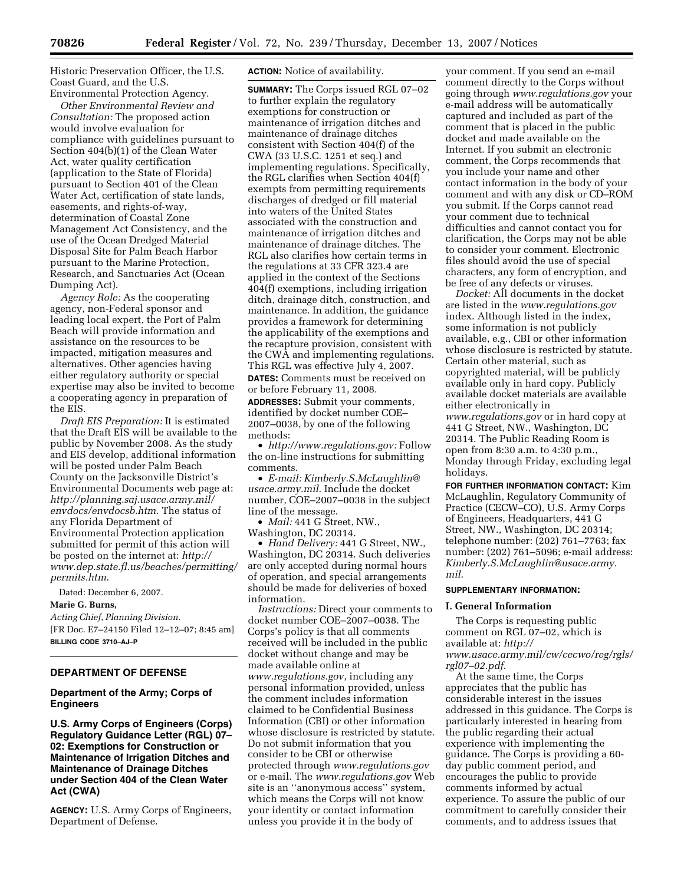Historic Preservation Officer, the U.S. Coast Guard, and the U.S. Environmental Protection Agency.

*Other Environmental Review and Consultation:* The proposed action would involve evaluation for compliance with guidelines pursuant to Section 404(b)(1) of the Clean Water Act, water quality certification (application to the State of Florida) pursuant to Section 401 of the Clean Water Act, certification of state lands, easements, and rights-of-way, determination of Coastal Zone Management Act Consistency, and the use of the Ocean Dredged Material Disposal Site for Palm Beach Harbor pursuant to the Marine Protection, Research, and Sanctuaries Act (Ocean Dumping Act).

*Agency Role:* As the cooperating agency, non-Federal sponsor and leading local expert, the Port of Palm Beach will provide information and assistance on the resources to be impacted, mitigation measures and alternatives. Other agencies having either regulatory authority or special expertise may also be invited to become a cooperating agency in preparation of the EIS.

*Draft EIS Preparation:* It is estimated that the Draft EIS will be available to the public by November 2008. As the study and EIS develop, additional information will be posted under Palm Beach County on the Jacksonville District's Environmental Documents web page at: *http://planning.saj.usace.army.mil/envdocs/envdocsb.htm.* The status of any Florida Department of Environmental Protection application submitted for permit of this action will be posted on the internet at: *http://www.dep.state.fl.us/beaches/permitting/permits.htm.*

Dated: December 6, 2007.

**Marie G. Burns,**

*Acting Chief, Planning Division.*

[FR Doc. E7–24150 Filed 12–12–07; 8:45 am]

**BILLING CODE 3710–AJ–P**

## DEPARTMENT OF DEFENSE

### Department of the Army; Corps of Engineers

### U.S. Army Corps of Engineers (Corps) Regulatory Guidance Letter (RGL) 07–02: Exemptions for Construction or Maintenance of Irrigation Ditches and Maintenance of Drainage Ditches under Section 404 of the Clean Water Act (CWA)

**AGENCY:** U.S. Army Corps of Engineers, Department of Defense.

**ACTION:** Notice of availability.

**SUMMARY:** The Corps issued RGL 07–02 to further explain the regulatory exemptions for construction or maintenance of irrigation ditches and maintenance of drainage ditches consistent with Section 404(f) of the CWA (33 U.S.C. 1251 et seq.) and implementing regulations. Specifically, the RGL clarifies when Section 404(f) exempts from permitting requirements discharges of dredged or fill material into waters of the United States associated with the construction and maintenance of irrigation ditches and maintenance of drainage ditches. The RGL also clarifies how certain terms in the regulations at 33 CFR 323.4 are applied in the context of the Sections 404(f) exemptions, including irrigation ditch, drainage ditch, construction, and maintenance. In addition, the guidance provides a framework for determining the applicability of the exemptions and the recapture provision, consistent with the CWA and implementing regulations. This RGL was effective July 4, 2007.

**DATES:** Comments must be received on or before February 11, 2008.

**ADDRESSES:** Submit your comments, identified by docket number COE–2007–0038, by one of the following methods:

- *http://www.regulations.gov:* Follow the on-line instructions for submitting comments.
- *E-mail: Kimberly.S.McLaughlin@usace.army.mil.* Include the docket number, COE–2007–0038 in the subject line of the message.
- *Mail:* 441 G Street, NW., Washington, DC 20314.
- *Hand Delivery:* 441 G Street, NW., Washington, DC 20314. Such deliveries are only accepted during normal hours of operation, and special arrangements should be made for deliveries of boxed information.

*Instructions:* Direct your comments to docket number COE–2007–0038. The Corps's policy is that all comments received will be included in the public docket without change and may be made available online at *www.regulations.gov*, including any personal information provided, unless the comment includes information claimed to be Confidential Business Information (CBI) or other information whose disclosure is restricted by statute. Do not submit information that you consider to be CBI or otherwise protected through *www.regulations.gov* or e-mail. The *www.regulations.gov* Web site is an ''anonymous access'' system, which means the Corps will not know your identity or contact information unless you provide it in the body of your comment. If you send an e-mail comment directly to the Corps without going through *www.regulations.gov* your e-mail address will be automatically captured and included as part of the comment that is placed in the public docket and made available on the Internet. If you submit an electronic comment, the Corps recommends that you include your name and other contact information in the body of your comment and with any disk or CD–ROM you submit. If the Corps cannot read your comment due to technical difficulties and cannot contact you for clarification, the Corps may not be able to consider your comment. Electronic files should avoid the use of special characters, any form of encryption, and be free of any defects or viruses.

*Docket:* All documents in the docket are listed in the *www.regulations.gov* index. Although listed in the index, some information is not publicly available, e.g., CBI or other information whose disclosure is restricted by statute. Certain other material, such as copyrighted material, will be publicly available only in hard copy. Publicly available docket materials are available either electronically in *www.regulations.gov* or in hard copy at 441 G Street, NW., Washington, DC 20314. The Public Reading Room is open from 8:30 a.m. to 4:30 p.m., Monday through Friday, excluding legal holidays.

**FOR FURTHER INFORMATION CONTACT:** Kim McLaughlin, Regulatory Community of Practice (CECW–CO), U.S. Army Corps of Engineers, Headquarters, 441 G Street, NW., Washington, DC 20314; telephone number: (202) 761–7763; fax number: (202) 761–5096; e-mail address: *Kimberly.S.McLaughlin@usace.army.mil.*

**SUPPLEMENTARY INFORMATION:**

**I. General Information**

The Corps is requesting public comment on RGL 07–02, which is available at: *http://www.usace.army.mil/cw/cecwo/reg/rgls/rgl07–02.pdf.*

At the same time, the Corps appreciates that the public has considerable interest in the issues addressed in this guidance. The Corps is particularly interested in hearing from the public regarding their actual experience with implementing the guidance. The Corps is providing a 60-day public comment period, and encourages the public to provide comments informed by actual experience. To assure the public of our commitment to carefully consider their comments, and to address issues that